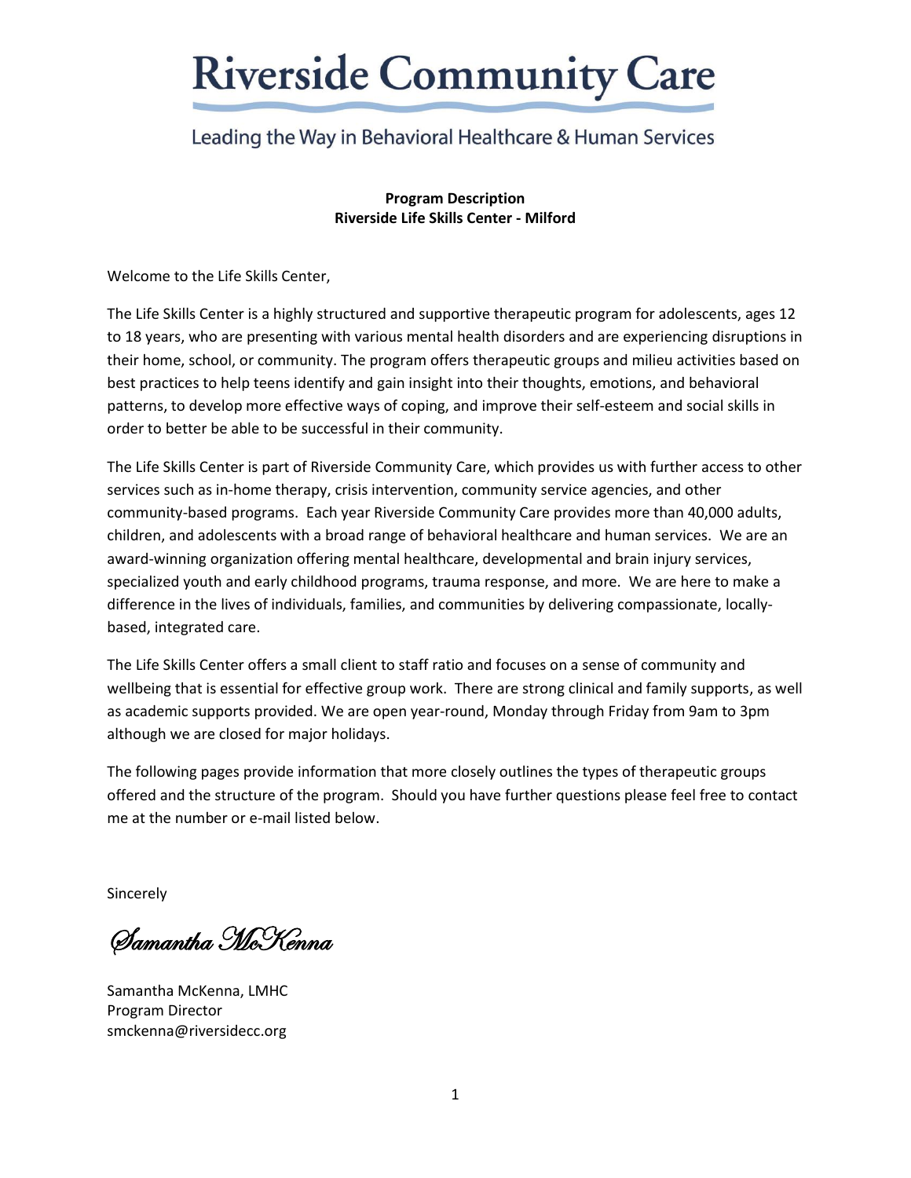# Riverside Community Care

Leading the Way in Behavioral Healthcare & Human Services

**Program Description**
**Riverside Life Skills Center - Milford**

Welcome to the Life Skills Center,

The Life Skills Center is a highly structured and supportive therapeutic program for adolescents, ages 12 to 18 years, who are presenting with various mental health disorders and are experiencing disruptions in their home, school, or community. The program offers therapeutic groups and milieu activities based on best practices to help teens identify and gain insight into their thoughts, emotions, and behavioral patterns, to develop more effective ways of coping, and improve their self-esteem and social skills in order to better be able to be successful in their community.

The Life Skills Center is part of Riverside Community Care, which provides us with further access to other services such as in-home therapy, crisis intervention, community service agencies, and other community-based programs. Each year Riverside Community Care provides more than 40,000 adults, children, and adolescents with a broad range of behavioral healthcare and human services. We are an award-winning organization offering mental healthcare, developmental and brain injury services, specialized youth and early childhood programs, trauma response, and more. We are here to make a difference in the lives of individuals, families, and communities by delivering compassionate, locally-based, integrated care.

The Life Skills Center offers a small client to staff ratio and focuses on a sense of community and wellbeing that is essential for effective group work. There are strong clinical and family supports, as well as academic supports provided. We are open year-round, Monday through Friday from 9am to 3pm although we are closed for major holidays.

The following pages provide information that more closely outlines the types of therapeutic groups offered and the structure of the program. Should you have further questions please feel free to contact me at the number or e-mail listed below.

Sincerely

*Samantha McKenna*

Samantha McKenna, LMHC
Program Director
smckenna@riversidecc.org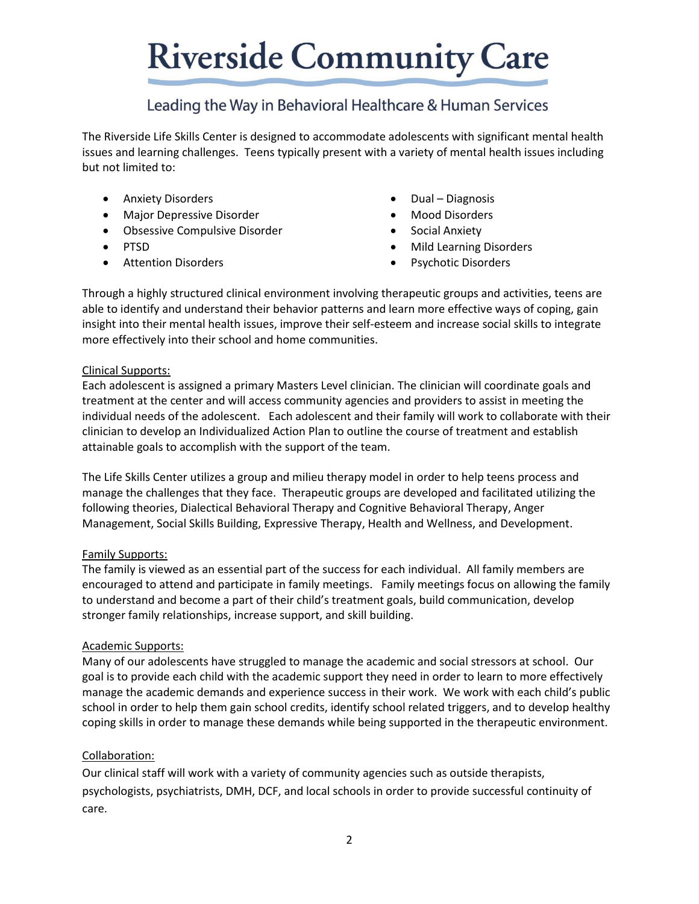# Riverside Community Care

## Leading the Way in Behavioral Healthcare & Human Services

The Riverside Life Skills Center is designed to accommodate adolescents with significant mental health issues and learning challenges. Teens typically present with a variety of mental health issues including but not limited to:

- Anxiety Disorders
- Major Depressive Disorder
- Obsessive Compulsive Disorder
- PTSD
- Attention Disorders
- Dual – Diagnosis
- Mood Disorders
- Social Anxiety
- Mild Learning Disorders
- Psychotic Disorders

Through a highly structured clinical environment involving therapeutic groups and activities, teens are able to identify and understand their behavior patterns and learn more effective ways of coping, gain insight into their mental health issues, improve their self-esteem and increase social skills to integrate more effectively into their school and home communities.

<u>Clinical Supports:</u>
Each adolescent is assigned a primary Masters Level clinician. The clinician will coordinate goals and treatment at the center and will access community agencies and providers to assist in meeting the individual needs of the adolescent. Each adolescent and their family will work to collaborate with their clinician to develop an Individualized Action Plan to outline the course of treatment and establish attainable goals to accomplish with the support of the team.

The Life Skills Center utilizes a group and milieu therapy model in order to help teens process and manage the challenges that they face. Therapeutic groups are developed and facilitated utilizing the following theories, Dialectical Behavioral Therapy and Cognitive Behavioral Therapy, Anger Management, Social Skills Building, Expressive Therapy, Health and Wellness, and Development.

<u>Family Supports:</u>
The family is viewed as an essential part of the success for each individual. All family members are encouraged to attend and participate in family meetings. Family meetings focus on allowing the family to understand and become a part of their child's treatment goals, build communication, develop stronger family relationships, increase support, and skill building.

<u>Academic Supports:</u>
Many of our adolescents have struggled to manage the academic and social stressors at school. Our goal is to provide each child with the academic support they need in order to learn to more effectively manage the academic demands and experience success in their work. We work with each child's public school in order to help them gain school credits, identify school related triggers, and to develop healthy coping skills in order to manage these demands while being supported in the therapeutic environment.

<u>Collaboration:</u>
Our clinical staff will work with a variety of community agencies such as outside therapists, psychologists, psychiatrists, DMH, DCF, and local schools in order to provide successful continuity of care.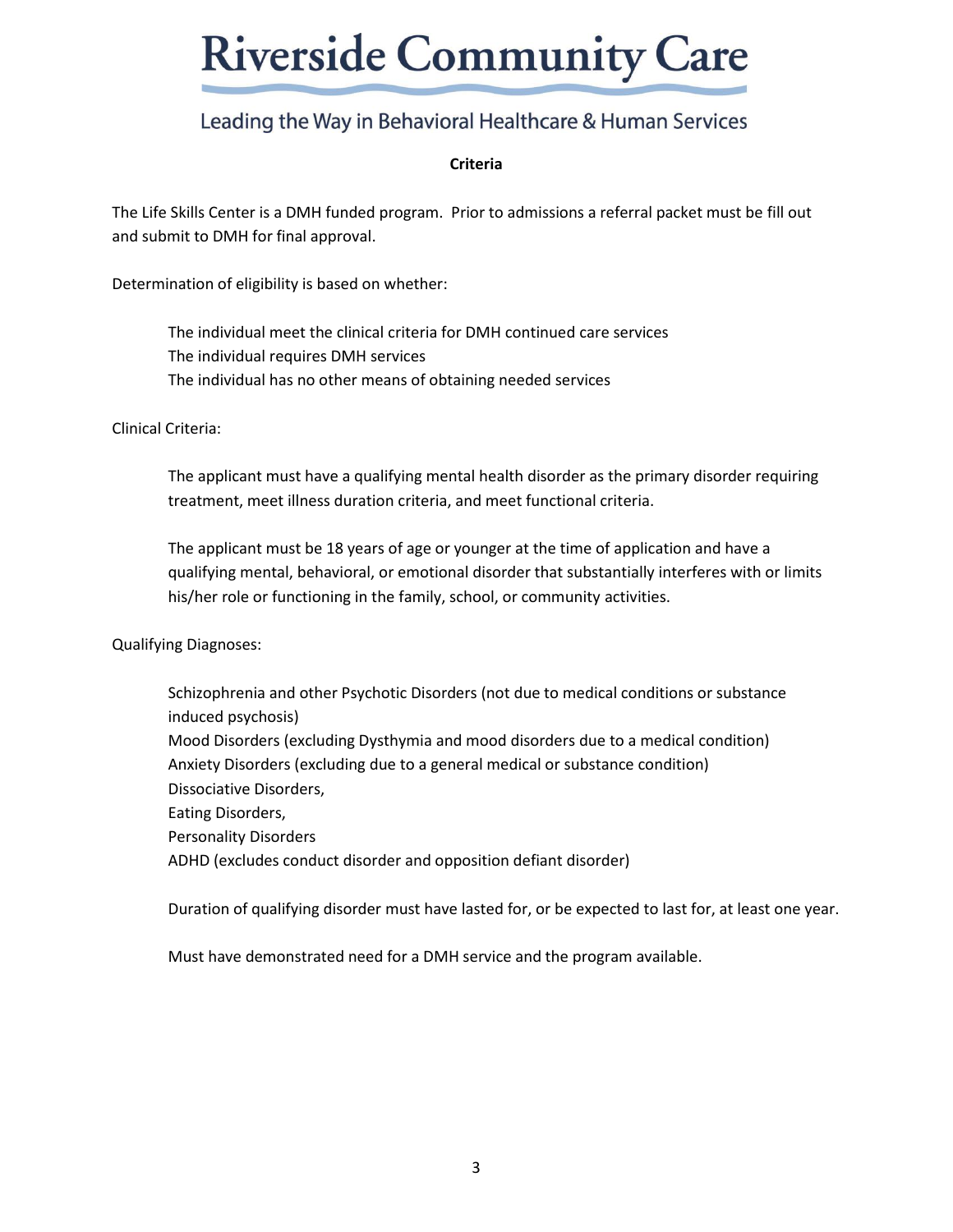# Riverside Community Care

Leading the Way in Behavioral Healthcare & Human Services

**Criteria**

The Life Skills Center is a DMH funded program. Prior to admissions a referral packet must be fill out and submit to DMH for final approval.

Determination of eligibility is based on whether:

The individual meet the clinical criteria for DMH continued care services
The individual requires DMH services
The individual has no other means of obtaining needed services

Clinical Criteria:

The applicant must have a qualifying mental health disorder as the primary disorder requiring treatment, meet illness duration criteria, and meet functional criteria.

The applicant must be 18 years of age or younger at the time of application and have a qualifying mental, behavioral, or emotional disorder that substantially interferes with or limits his/her role or functioning in the family, school, or community activities.

Qualifying Diagnoses:

Schizophrenia and other Psychotic Disorders (not due to medical conditions or substance induced psychosis)
Mood Disorders (excluding Dysthymia and mood disorders due to a medical condition)
Anxiety Disorders (excluding due to a general medical or substance condition)
Dissociative Disorders,
Eating Disorders,
Personality Disorders
ADHD (excludes conduct disorder and opposition defiant disorder)

Duration of qualifying disorder must have lasted for, or be expected to last for, at least one year.

Must have demonstrated need for a DMH service and the program available.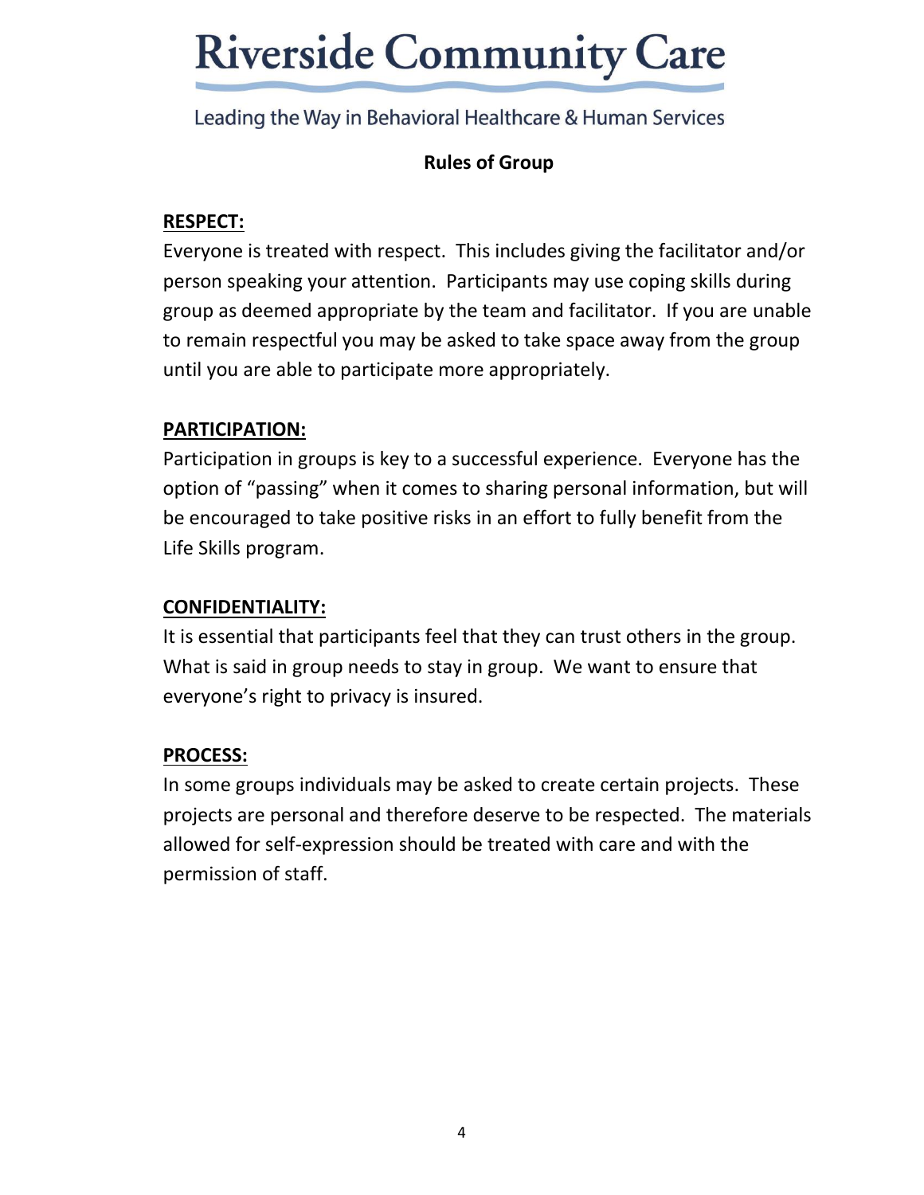# Riverside Community Care

Leading the Way in Behavioral Healthcare & Human Services

## Rules of Group

**RESPECT:**

Everyone is treated with respect. This includes giving the facilitator and/or person speaking your attention. Participants may use coping skills during group as deemed appropriate by the team and facilitator. If you are unable to remain respectful you may be asked to take space away from the group until you are able to participate more appropriately.

**PARTICIPATION:**

Participation in groups is key to a successful experience. Everyone has the option of "passing" when it comes to sharing personal information, but will be encouraged to take positive risks in an effort to fully benefit from the Life Skills program.

**CONFIDENTIALITY:**

It is essential that participants feel that they can trust others in the group. What is said in group needs to stay in group. We want to ensure that everyone's right to privacy is insured.

**PROCESS:**

In some groups individuals may be asked to create certain projects. These projects are personal and therefore deserve to be respected. The materials allowed for self-expression should be treated with care and with the permission of staff.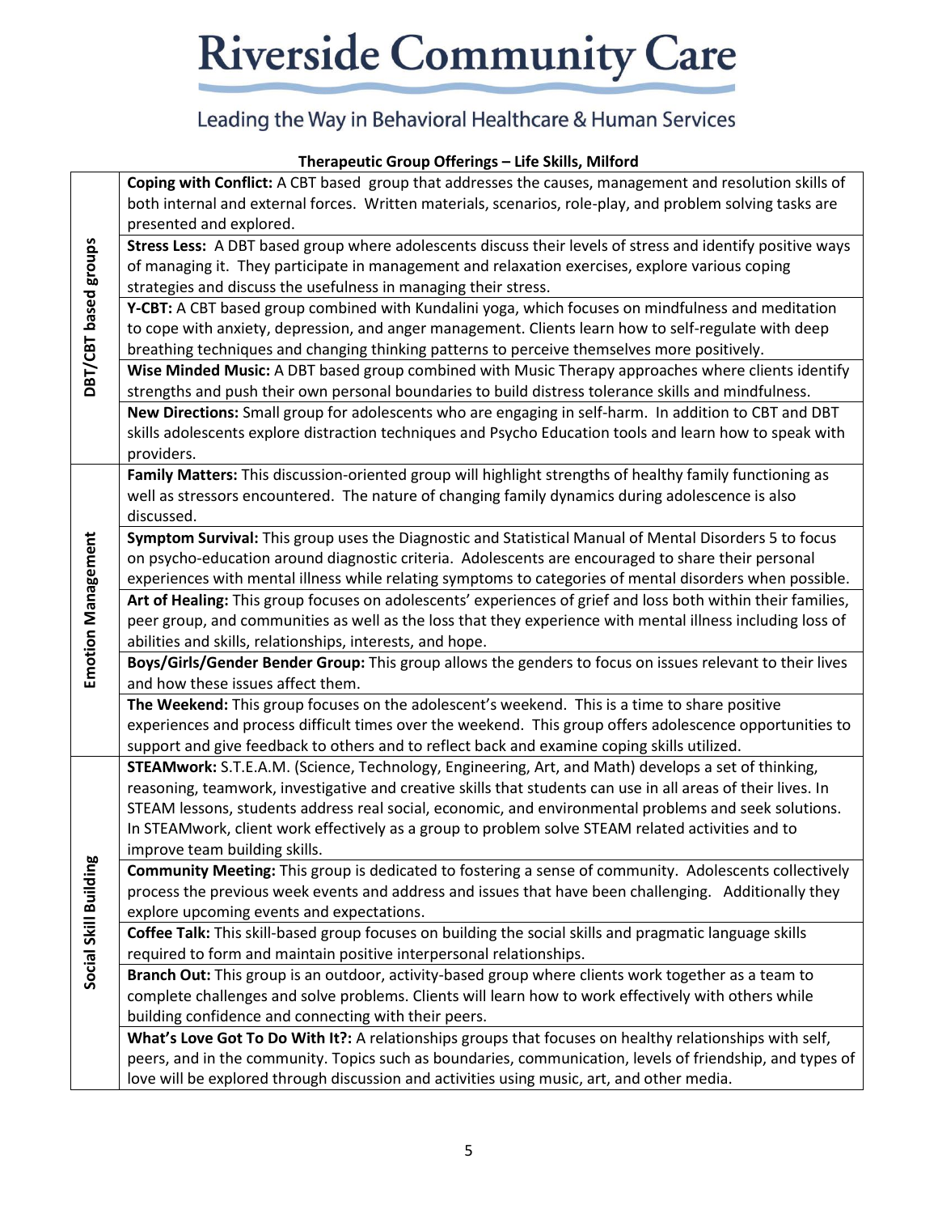# Riverside Community Care

Leading the Way in Behavioral Healthcare & Human Services

**Therapeutic Group Offerings – Life Skills, Milford**

| Category | Group Description |
|---|---|
| **DBT/CBT based groups** | **Coping with Conflict:** A CBT based group that addresses the causes, management and resolution skills of both internal and external forces. Written materials, scenarios, role-play, and problem solving tasks are presented and explored. |
| | **Stress Less:** A DBT based group where adolescents discuss their levels of stress and identify positive ways of managing it. They participate in management and relaxation exercises, explore various coping strategies and discuss the usefulness in managing their stress. |
| | **Y-CBT:** A CBT based group combined with Kundalini yoga, which focuses on mindfulness and meditation to cope with anxiety, depression, and anger management. Clients learn how to self-regulate with deep breathing techniques and changing thinking patterns to perceive themselves more positively. |
| | **Wise Minded Music:** A DBT based group combined with Music Therapy approaches where clients identify strengths and push their own personal boundaries to build distress tolerance skills and mindfulness. |
| | **New Directions:** Small group for adolescents who are engaging in self-harm. In addition to CBT and DBT skills adolescents explore distraction techniques and Psycho Education tools and learn how to speak with providers. |
| **Emotion Management** | **Family Matters:** This discussion-oriented group will highlight strengths of healthy family functioning as well as stressors encountered. The nature of changing family dynamics during adolescence is also discussed. |
| | **Symptom Survival:** This group uses the Diagnostic and Statistical Manual of Mental Disorders 5 to focus on psycho-education around diagnostic criteria. Adolescents are encouraged to share their personal experiences with mental illness while relating symptoms to categories of mental disorders when possible. |
| | **Art of Healing:** This group focuses on adolescents' experiences of grief and loss both within their families, peer group, and communities as well as the loss that they experience with mental illness including loss of abilities and skills, relationships, interests, and hope. |
| | **Boys/Girls/Gender Bender Group:** This group allows the genders to focus on issues relevant to their lives and how these issues affect them. |
| | **The Weekend:** This group focuses on the adolescent's weekend. This is a time to share positive experiences and process difficult times over the weekend. This group offers adolescence opportunities to support and give feedback to others and to reflect back and examine coping skills utilized. |
| **Social Skill Building** | **STEAMwork:** S.T.E.A.M. (Science, Technology, Engineering, Art, and Math) develops a set of thinking, reasoning, teamwork, investigative and creative skills that students can use in all areas of their lives. In STEAM lessons, students address real social, economic, and environmental problems and seek solutions. In STEAMwork, client work effectively as a group to problem solve STEAM related activities and to improve team building skills. |
| | **Community Meeting:** This group is dedicated to fostering a sense of community. Adolescents collectively process the previous week events and address and issues that have been challenging. Additionally they explore upcoming events and expectations. |
| | **Coffee Talk:** This skill-based group focuses on building the social skills and pragmatic language skills required to form and maintain positive interpersonal relationships. |
| | **Branch Out:** This group is an outdoor, activity-based group where clients work together as a team to complete challenges and solve problems. Clients will learn how to work effectively with others while building confidence and connecting with their peers. |
| | **What's Love Got To Do With It?:** A relationships groups that focuses on healthy relationships with self, peers, and in the community. Topics such as boundaries, communication, levels of friendship, and types of love will be explored through discussion and activities using music, art, and other media. |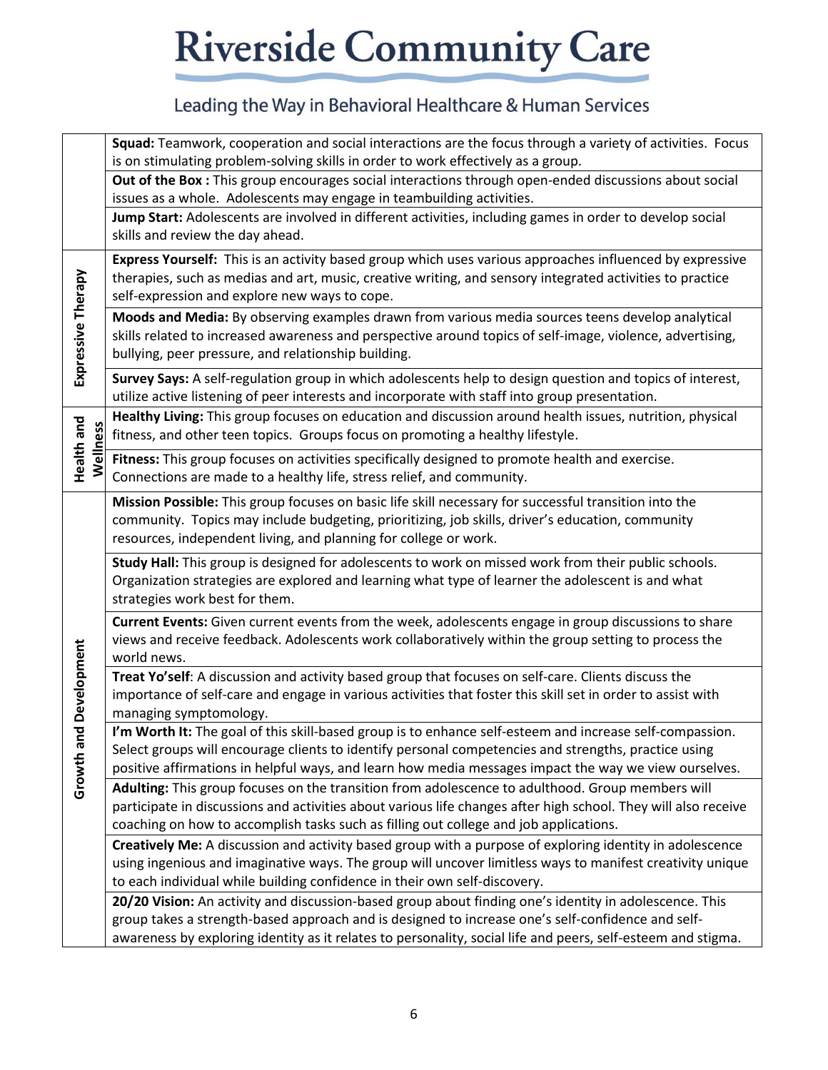# Riverside Community Care

Leading the Way in Behavioral Healthcare & Human Services

| | |
|---|---|
| | **Squad:** Teamwork, cooperation and social interactions are the focus through a variety of activities. Focus is on stimulating problem-solving skills in order to work effectively as a group. |
| | **Out of the Box :** This group encourages social interactions through open-ended discussions about social issues as a whole. Adolescents may engage in teambuilding activities. |
| | **Jump Start:** Adolescents are involved in different activities, including games in order to develop social skills and review the day ahead. |
| **Expressive Therapy** | **Express Yourself:** This is an activity based group which uses various approaches influenced by expressive therapies, such as medias and art, music, creative writing, and sensory integrated activities to practice self-expression and explore new ways to cope. |
| | **Moods and Media:** By observing examples drawn from various media sources teens develop analytical skills related to increased awareness and perspective around topics of self-image, violence, advertising, bullying, peer pressure, and relationship building. |
| | **Survey Says:** A self-regulation group in which adolescents help to design question and topics of interest, utilize active listening of peer interests and incorporate with staff into group presentation. |
| **Health and Wellness** | **Healthy Living:** This group focuses on education and discussion around health issues, nutrition, physical fitness, and other teen topics. Groups focus on promoting a healthy lifestyle. |
| | **Fitness:** This group focuses on activities specifically designed to promote health and exercise. Connections are made to a healthy life, stress relief, and community. |
| **Growth and Development** | **Mission Possible:** This group focuses on basic life skill necessary for successful transition into the community. Topics may include budgeting, prioritizing, job skills, driver's education, community resources, independent living, and planning for college or work. |
| | **Study Hall:** This group is designed for adolescents to work on missed work from their public schools. Organization strategies are explored and learning what type of learner the adolescent is and what strategies work best for them. |
| | **Current Events:** Given current events from the week, adolescents engage in group discussions to share views and receive feedback. Adolescents work collaboratively within the group setting to process the world news. |
| | **Treat Yo'self**: A discussion and activity based group that focuses on self-care. Clients discuss the importance of self-care and engage in various activities that foster this skill set in order to assist with managing symptomology. |
| | **I'm Worth It:** The goal of this skill-based group is to enhance self-esteem and increase self-compassion. Select groups will encourage clients to identify personal competencies and strengths, practice using positive affirmations in helpful ways, and learn how media messages impact the way we view ourselves. |
| | **Adulting:** This group focuses on the transition from adolescence to adulthood. Group members will participate in discussions and activities about various life changes after high school. They will also receive coaching on how to accomplish tasks such as filling out college and job applications. |
| | **Creatively Me:** A discussion and activity based group with a purpose of exploring identity in adolescence using ingenious and imaginative ways. The group will uncover limitless ways to manifest creativity unique to each individual while building confidence in their own self-discovery. |
| | **20/20 Vision:** An activity and discussion-based group about finding one's identity in adolescence. This group takes a strength-based approach and is designed to increase one's self-confidence and self-awareness by exploring identity as it relates to personality, social life and peers, self-esteem and stigma. |